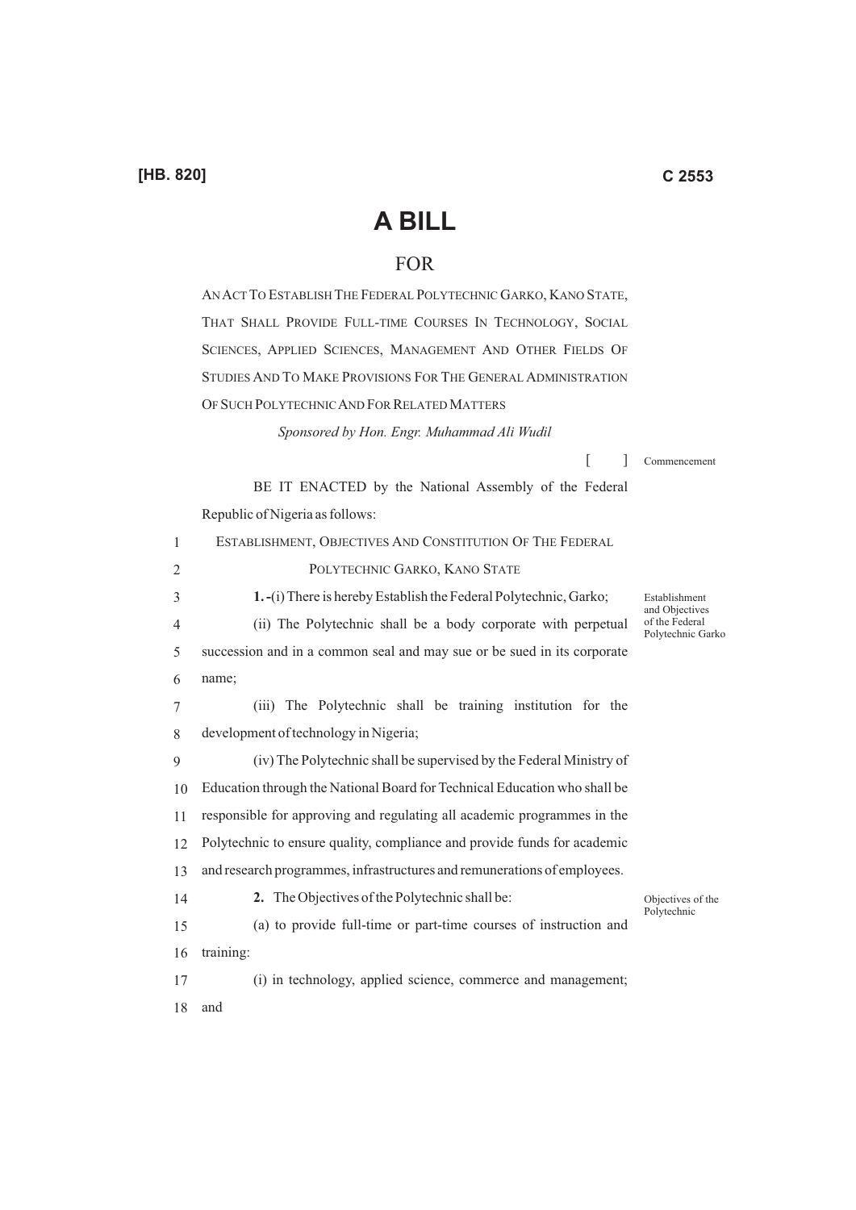[HB. 820]

# A BILL

## FOR

AN ACT TO ESTABLISH THE FEDERAL POLYTECHNIC GARKO, KANO STATE, THAT SHALL PROVIDE FULL-TIME COURSES IN TECHNOLOGY, SOCIAL SCIENCES, APPLIED SCIENCES, MANAGEMENT AND OTHER FIELDS OF STUDIES AND TO MAKE PROVISIONS FOR THE GENERAL ADMINISTRATION OF SUCH POLYTECHNIC AND FOR RELATED MATTERS

*Sponsored by Hon. Engr. Muhammad Ali Wudil*

[ ] Commencement

BE IT ENACTED by the National Assembly of the Federal Republic of Nigeria as follows:

ESTABLISHMENT, OBJECTIVES AND CONSTITUTION OF THE FEDERAL POLYTECHNIC GARKO, KANO STATE

*Establishment and Objectives of the Federal Polytechnic Garko*

**1.** -(i) There is hereby Establish the Federal Polytechnic, Garko;

(ii) The Polytechnic shall be a body corporate with perpetual succession and in a common seal and may sue or be sued in its corporate name;

(iii) The Polytechnic shall be training institution for the development of technology in Nigeria;

(iv) The Polytechnic shall be supervised by the Federal Ministry of Education through the National Board for Technical Education who shall be responsible for approving and regulating all academic programmes in the Polytechnic to ensure quality, compliance and provide funds for academic and research programmes, infrastructures and remunerations of employees.

*Objectives of the Polytechnic*

**2.** The Objectives of the Polytechnic shall be:

(a) to provide full-time or part-time courses of instruction and training:

(i) in technology, applied science, commerce and management; and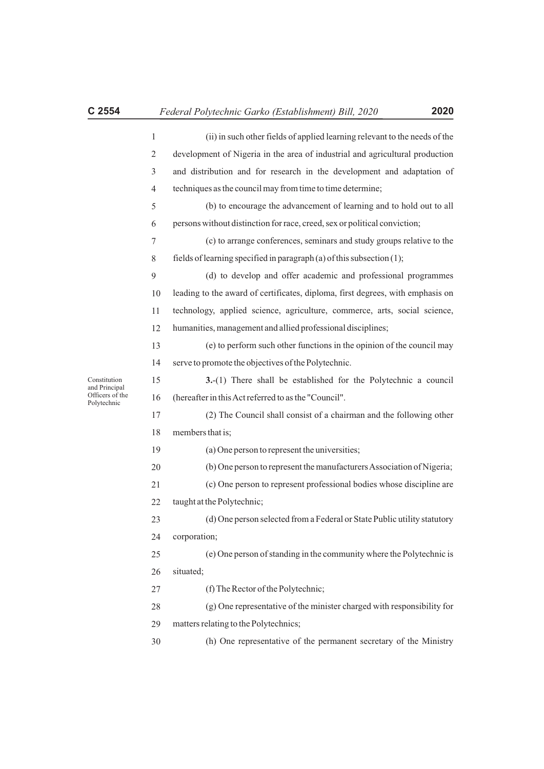(ii) in such other fields of applied learning relevant to the needs of the development of Nigeria in the area of industrial and agricultural production and distribution and for research in the development and adaptation of techniques as the council may from time to time determine;

(b) to encourage the advancement of learning and to hold out to all persons without distinction for race, creed, sex or political conviction;

(c) to arrange conferences, seminars and study groups relative to the fields of learning specified in paragraph (a) of this subsection (1);

(d) to develop and offer academic and professional programmes leading to the award of certificates, diploma, first degrees, with emphasis on technology, applied science, agriculture, commerce, arts, social science, humanities, management and allied professional disciplines;

(e) to perform such other functions in the opinion of the council may serve to promote the objectives of the Polytechnic.

*Constitution and Principal Officers of the Polytechnic*

**3.**-(1) There shall be established for the Polytechnic a council (hereafter in this Act referred to as the "Council".

(2) The Council shall consist of a chairman and the following other members that is;

(a) One person to represent the universities;

(b) One person to represent the manufacturers Association of Nigeria;

(c) One person to represent professional bodies whose discipline are taught at the Polytechnic;

(d) One person selected from a Federal or State Public utility statutory corporation;

(e) One person of standing in the community where the Polytechnic is situated;

(f) The Rector of the Polytechnic;

(g) One representative of the minister charged with responsibility for matters relating to the Polytechnics;

(h) One representative of the permanent secretary of the Ministry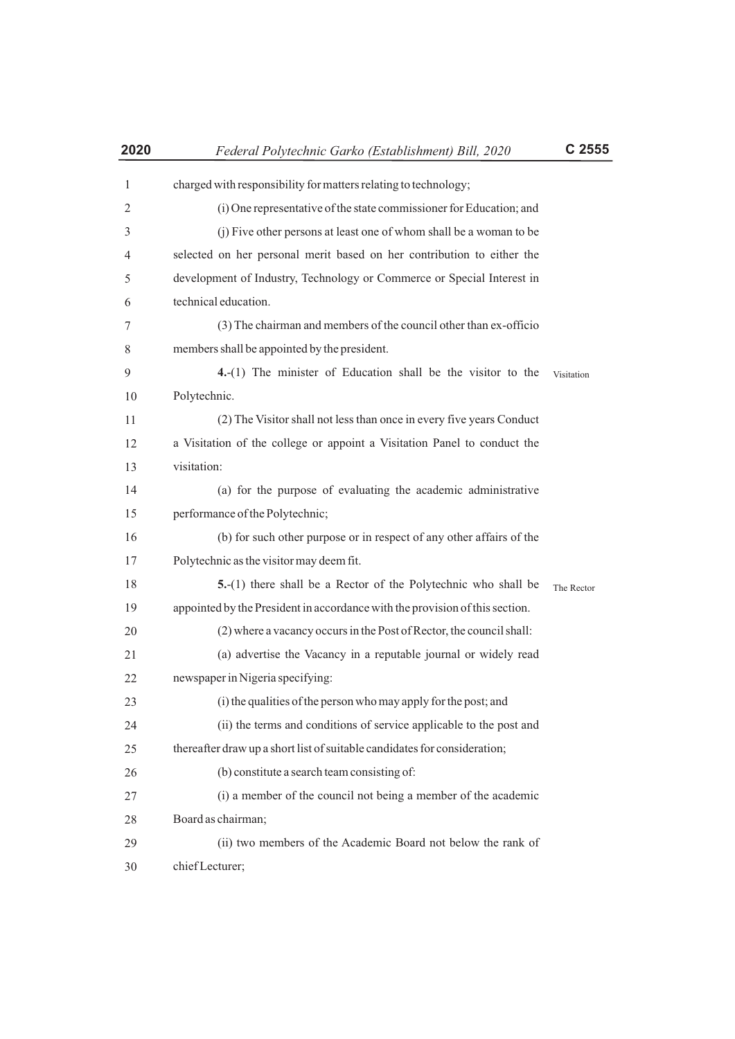charged with responsibility for matters relating to technology;

(i) One representative of the state commissioner for Education; and

(j) Five other persons at least one of whom shall be a woman to be selected on her personal merit based on her contribution to either the development of Industry, Technology or Commerce or Special Interest in technical education.

(3) The chairman and members of the council other than ex-officio members shall be appointed by the president.

Visitation

**4.**-(1) The minister of Education shall be the visitor to the Polytechnic.

(2) The Visitor shall not less than once in every five years Conduct a Visitation of the college or appoint a Visitation Panel to conduct the visitation:

(a) for the purpose of evaluating the academic administrative performance of the Polytechnic;

(b) for such other purpose or in respect of any other affairs of the Polytechnic as the visitor may deem fit.

The Rector

**5.**-(1) there shall be a Rector of the Polytechnic who shall be appointed by the President in accordance with the provision of this section.

(2) where a vacancy occurs in the Post of Rector, the council shall:

(a) advertise the Vacancy in a reputable journal or widely read newspaper in Nigeria specifying:

(i) the qualities of the person who may apply for the post; and

(ii) the terms and conditions of service applicable to the post and thereafter draw up a short list of suitable candidates for consideration;

(b) constitute a search team consisting of:

(i) a member of the council not being a member of the academic Board as chairman;

(ii) two members of the Academic Board not below the rank of chief Lecturer;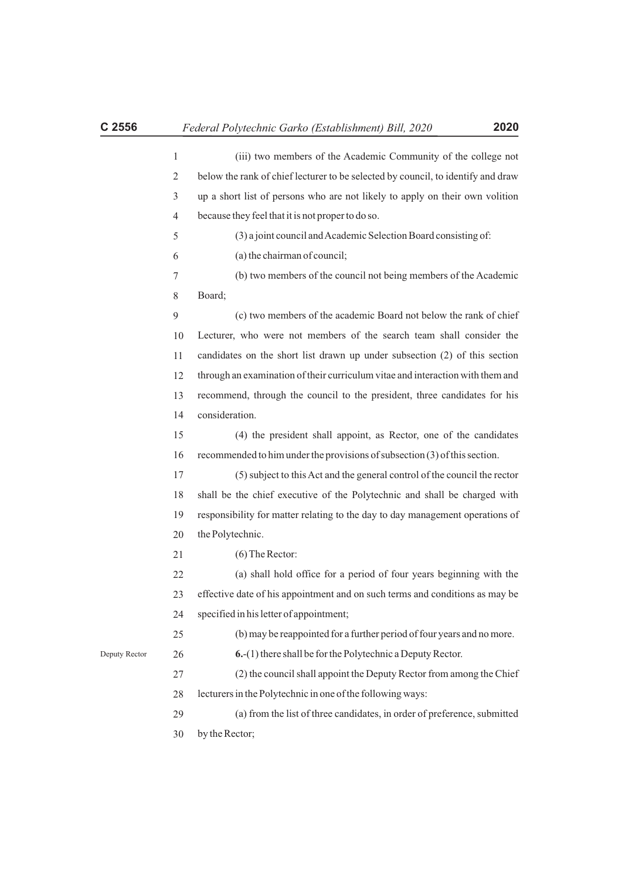(iii) two members of the Academic Community of the college not below the rank of chief lecturer to be selected by council, to identify and draw up a short list of persons who are not likely to apply on their own volition because they feel that it is not proper to do so.

(3) a joint council and Academic Selection Board consisting of:

(a) the chairman of council;

(b) two members of the council not being members of the Academic Board;

(c) two members of the academic Board not below the rank of chief Lecturer, who were not members of the search team shall consider the candidates on the short list drawn up under subsection (2) of this section through an examination of their curriculum vitae and interaction with them and recommend, through the council to the president, three candidates for his consideration.

(4) the president shall appoint, as Rector, one of the candidates recommended to him under the provisions of subsection (3) of this section.

(5) subject to this Act and the general control of the council the rector shall be the chief executive of the Polytechnic and shall be charged with responsibility for matter relating to the day to day management operations of the Polytechnic.

(6) The Rector:

(a) shall hold office for a period of four years beginning with the effective date of his appointment and on such terms and conditions as may be specified in his letter of appointment;

(b) may be reappointed for a further period of four years and no more.

Deputy Rector

**6.**-(1) there shall be for the Polytechnic a Deputy Rector.

(2) the council shall appoint the Deputy Rector from among the Chief lecturers in the Polytechnic in one of the following ways:

(a) from the list of three candidates, in order of preference, submitted by the Rector;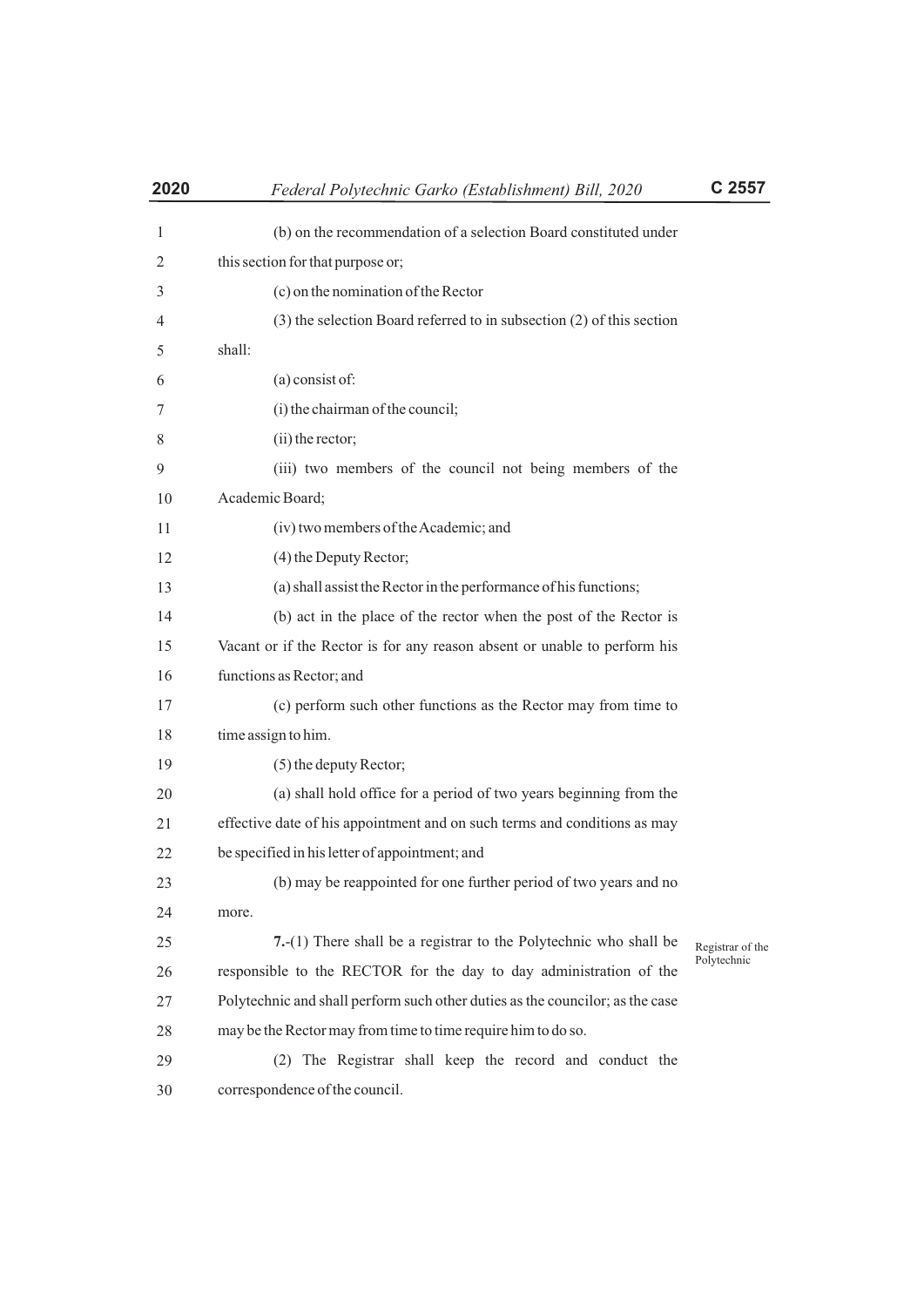(b) on the recommendation of a selection Board constituted under this section for that purpose or;

(c) on the nomination of the Rector

(3) the selection Board referred to in subsection (2) of this section shall:

(a) consist of:

(i) the chairman of the council;

(ii) the rector;

(iii) two members of the council not being members of the Academic Board;

(iv) two members of the Academic; and

(4) the Deputy Rector;

(a) shall assist the Rector in the performance of his functions;

(b) act in the place of the rector when the post of the Rector is Vacant or if the Rector is for any reason absent or unable to perform his functions as Rector; and

(c) perform such other functions as the Rector may from time to time assign to him.

(5) the deputy Rector;

(a) shall hold office for a period of two years beginning from the effective date of his appointment and on such terms and conditions as may be specified in his letter of appointment; and

(b) may be reappointed for one further period of two years and no more.

Registrar of the Polytechnic

**7.**-(1) There shall be a registrar to the Polytechnic who shall be responsible to the RECTOR for the day to day administration of the Polytechnic and shall perform such other duties as the councilor; as the case may be the Rector may from time to time require him to do so.

(2) The Registrar shall keep the record and conduct the correspondence of the council.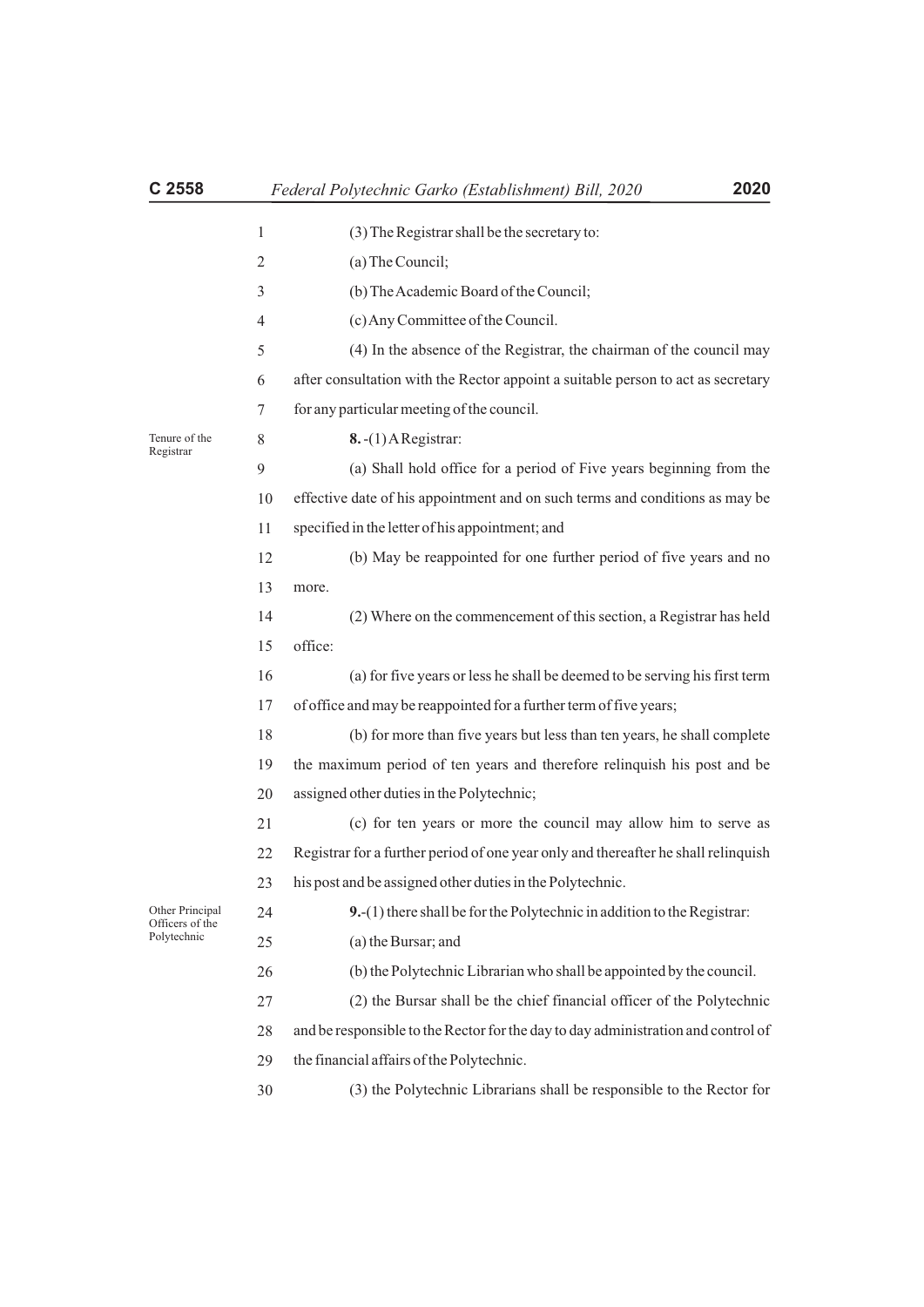(3) The Registrar shall be the secretary to:

(a) The Council;

(b) The Academic Board of the Council;

(c) Any Committee of the Council.

(4) In the absence of the Registrar, the chairman of the council may after consultation with the Rector appoint a suitable person to act as secretary for any particular meeting of the council.

Tenure of the Registrar

**8.** -(1) A Registrar:

(a) Shall hold office for a period of Five years beginning from the effective date of his appointment and on such terms and conditions as may be specified in the letter of his appointment; and

(b) May be reappointed for one further period of five years and no more.

(2) Where on the commencement of this section, a Registrar has held office:

(a) for five years or less he shall be deemed to be serving his first term of office and may be reappointed for a further term of five years;

(b) for more than five years but less than ten years, he shall complete the maximum period of ten years and therefore relinquish his post and be assigned other duties in the Polytechnic;

(c) for ten years or more the council may allow him to serve as Registrar for a further period of one year only and thereafter he shall relinquish his post and be assigned other duties in the Polytechnic.

Other Principal Officers of the Polytechnic

**9.**-(1) there shall be for the Polytechnic in addition to the Registrar:

(a) the Bursar; and

(b) the Polytechnic Librarian who shall be appointed by the council.

(2) the Bursar shall be the chief financial officer of the Polytechnic and be responsible to the Rector for the day to day administration and control of the financial affairs of the Polytechnic.

(3) the Polytechnic Librarians shall be responsible to the Rector for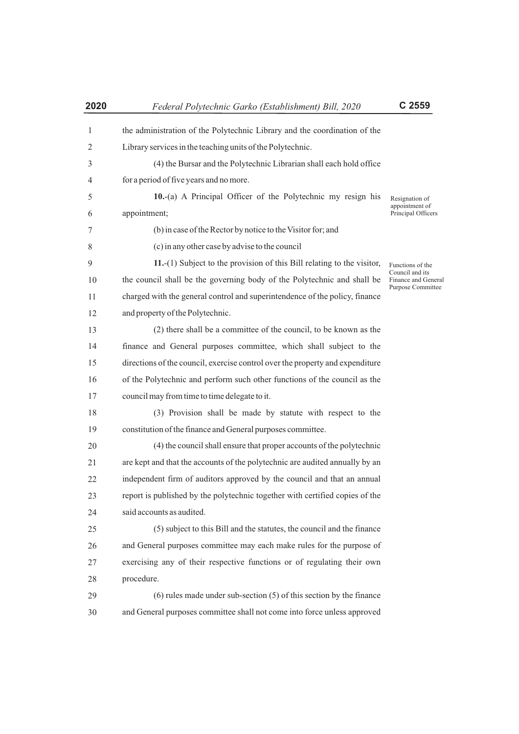the administration of the Polytechnic Library and the coordination of the Library services in the teaching units of the Polytechnic.

(4) the Bursar and the Polytechnic Librarian shall each hold office for a period of five years and no more.

*Resignation of appointment of Principal Officers*

**10.**-(a) A Principal Officer of the Polytechnic my resign his appointment;

(b) in case of the Rector by notice to the Visitor for; and

(c) in any other case by advise to the council

*Functions of the Council and its Finance and General Purpose Committee*

**11.**-(1) Subject to the provision of this Bill relating to the visitor, the council shall be the governing body of the Polytechnic and shall be charged with the general control and superintendence of the policy, finance and property of the Polytechnic.

(2) there shall be a committee of the council, to be known as the finance and General purposes committee, which shall subject to the directions of the council, exercise control over the property and expenditure of the Polytechnic and perform such other functions of the council as the council may from time to time delegate to it.

(3) Provision shall be made by statute with respect to the constitution of the finance and General purposes committee.

(4) the council shall ensure that proper accounts of the polytechnic are kept and that the accounts of the polytechnic are audited annually by an independent firm of auditors approved by the council and that an annual report is published by the polytechnic together with certified copies of the said accounts as audited.

(5) subject to this Bill and the statutes, the council and the finance and General purposes committee may each make rules for the purpose of exercising any of their respective functions or of regulating their own procedure.

(6) rules made under sub-section (5) of this section by the finance and General purposes committee shall not come into force unless approved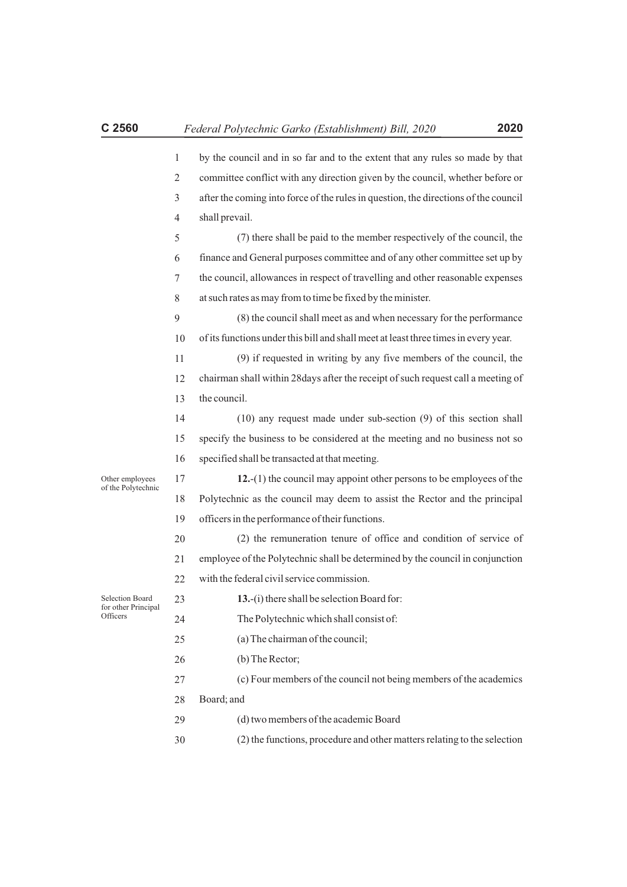by the council and in so far and to the extent that any rules so made by that committee conflict with any direction given by the council, whether before or after the coming into force of the rules in question, the directions of the council shall prevail.

(7) there shall be paid to the member respectively of the council, the finance and General purposes committee and of any other committee set up by the council, allowances in respect of travelling and other reasonable expenses at such rates as may from to time be fixed by the minister.

(8) the council shall meet as and when necessary for the performance of its functions under this bill and shall meet at least three times in every year.

(9) if requested in writing by any five members of the council, the chairman shall within 28days after the receipt of such request call a meeting of the council.

(10) any request made under sub-section (9) of this section shall specify the business to be considered at the meeting and no business not so specified shall be transacted at that meeting.

Other employees of the Polytechnic

**12.**-(1) the council may appoint other persons to be employees of the Polytechnic as the council may deem to assist the Rector and the principal officers in the performance of their functions.

(2) the remuneration tenure of office and condition of service of employee of the Polytechnic shall be determined by the council in conjunction with the federal civil service commission.

Selection Board for other Principal Officers

**13.**-(i) there shall be selection Board for:

The Polytechnic which shall consist of:

(a) The chairman of the council;

(b) The Rector;

(c) Four members of the council not being members of the academics Board; and

(d) two members of the academic Board

(2) the functions, procedure and other matters relating to the selection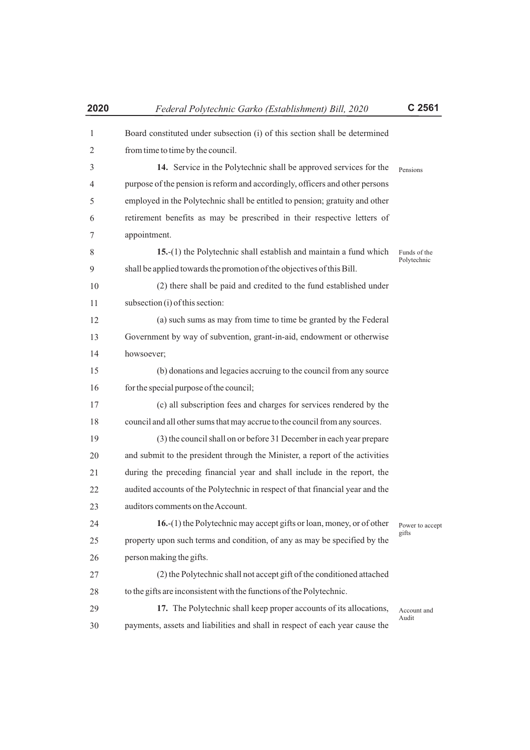Board constituted under subsection (i) of this section shall be determined from time to time by the council.

**Pensions**

**14.** Service in the Polytechnic shall be approved services for the purpose of the pension is reform and accordingly, officers and other persons employed in the Polytechnic shall be entitled to pension; gratuity and other retirement benefits as may be prescribed in their respective letters of appointment.

**Funds of the Polytechnic**

**15.**-(1) the Polytechnic shall establish and maintain a fund which shall be applied towards the promotion of the objectives of this Bill.

(2) there shall be paid and credited to the fund established under subsection (i) of this section:

(a) such sums as may from time to time be granted by the Federal Government by way of subvention, grant-in-aid, endowment or otherwise howsoever;

(b) donations and legacies accruing to the council from any source for the special purpose of the council;

(c) all subscription fees and charges for services rendered by the council and all other sums that may accrue to the council from any sources.

(3) the council shall on or before 31 December in each year prepare and submit to the president through the Minister, a report of the activities during the preceding financial year and shall include in the report, the audited accounts of the Polytechnic in respect of that financial year and the auditors comments on the Account.

**Power to accept gifts**

**16.**-(1) the Polytechnic may accept gifts or loan, money, or of other property upon such terms and condition, of any as may be specified by the person making the gifts.

(2) the Polytechnic shall not accept gift of the conditioned attached to the gifts are inconsistent with the functions of the Polytechnic.

**Account and Audit**

**17.** The Polytechnic shall keep proper accounts of its allocations, payments, assets and liabilities and shall in respect of each year cause the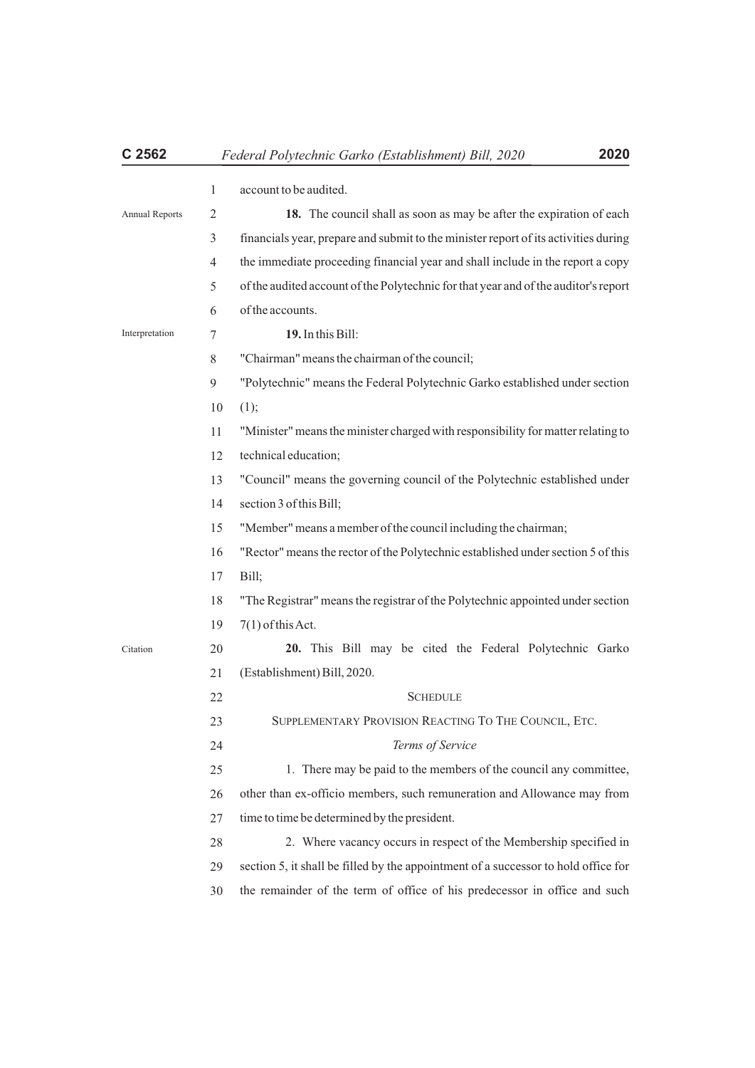account to be audited.

Annual Reports

**18.** The council shall as soon as may be after the expiration of each financials year, prepare and submit to the minister report of its activities during the immediate proceeding financial year and shall include in the report a copy of the audited account of the Polytechnic for that year and of the auditor's report of the accounts.

Interpretation

**19.** In this Bill:

"Chairman" means the chairman of the council;

"Polytechnic" means the Federal Polytechnic Garko established under section (1);

"Minister" means the minister charged with responsibility for matter relating to technical education;

"Council" means the governing council of the Polytechnic established under section 3 of this Bill;

"Member" means a member of the council including the chairman;

"Rector" means the rector of the Polytechnic established under section 5 of this Bill;

"The Registrar" means the registrar of the Polytechnic appointed under section 7(1) of this Act.

Citation

**20.** This Bill may be cited the Federal Polytechnic Garko (Establishment) Bill, 2020.

## SCHEDULE

### SUPPLEMENTARY PROVISION REACTING TO THE COUNCIL, ETC.

*Terms of Service*

1. There may be paid to the members of the council any committee, other than ex-officio members, such remuneration and Allowance may from time to time be determined by the president.

2. Where vacancy occurs in respect of the Membership specified in section 5, it shall be filled by the appointment of a successor to hold office for the remainder of the term of office of his predecessor in office and such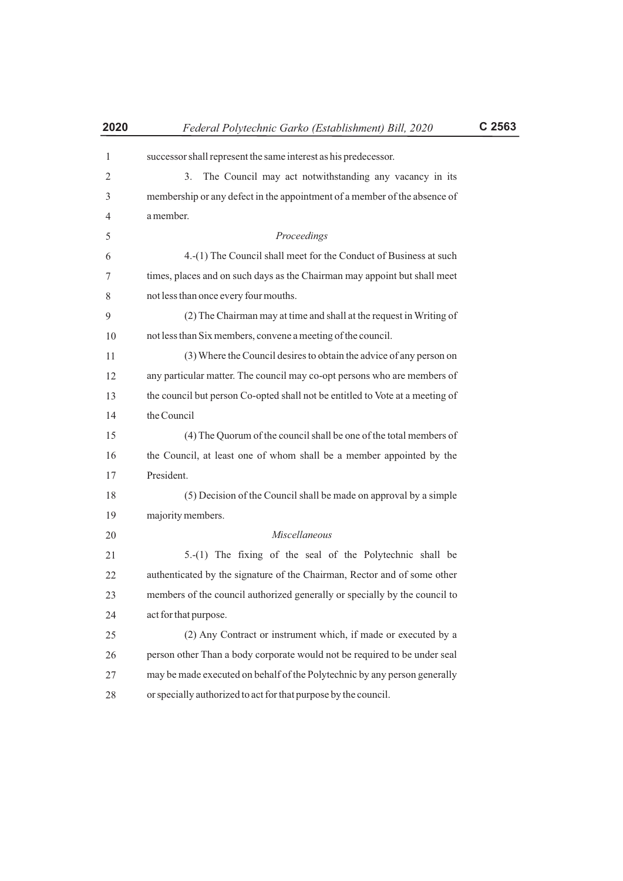successor shall represent the same interest as his predecessor.

3. The Council may act notwithstanding any vacancy in its membership or any defect in the appointment of a member of the absence of a member.

*Proceedings*

4.-(1) The Council shall meet for the Conduct of Business at such times, places and on such days as the Chairman may appoint but shall meet not less than once every four mouths.

(2) The Chairman may at time and shall at the request in Writing of not less than Six members, convene a meeting of the council.

(3) Where the Council desires to obtain the advice of any person on any particular matter. The council may co-opt persons who are members of the council but person Co-opted shall not be entitled to Vote at a meeting of the Council

(4) The Quorum of the council shall be one of the total members of the Council, at least one of whom shall be a member appointed by the President.

(5) Decision of the Council shall be made on approval by a simple majority members.

*Miscellaneous*

5.-(1) The fixing of the seal of the Polytechnic shall be authenticated by the signature of the Chairman, Rector and of some other members of the council authorized generally or specially by the council to act for that purpose.

(2) Any Contract or instrument which, if made or executed by a person other Than a body corporate would not be required to be under seal may be made executed on behalf of the Polytechnic by any person generally or specially authorized to act for that purpose by the council.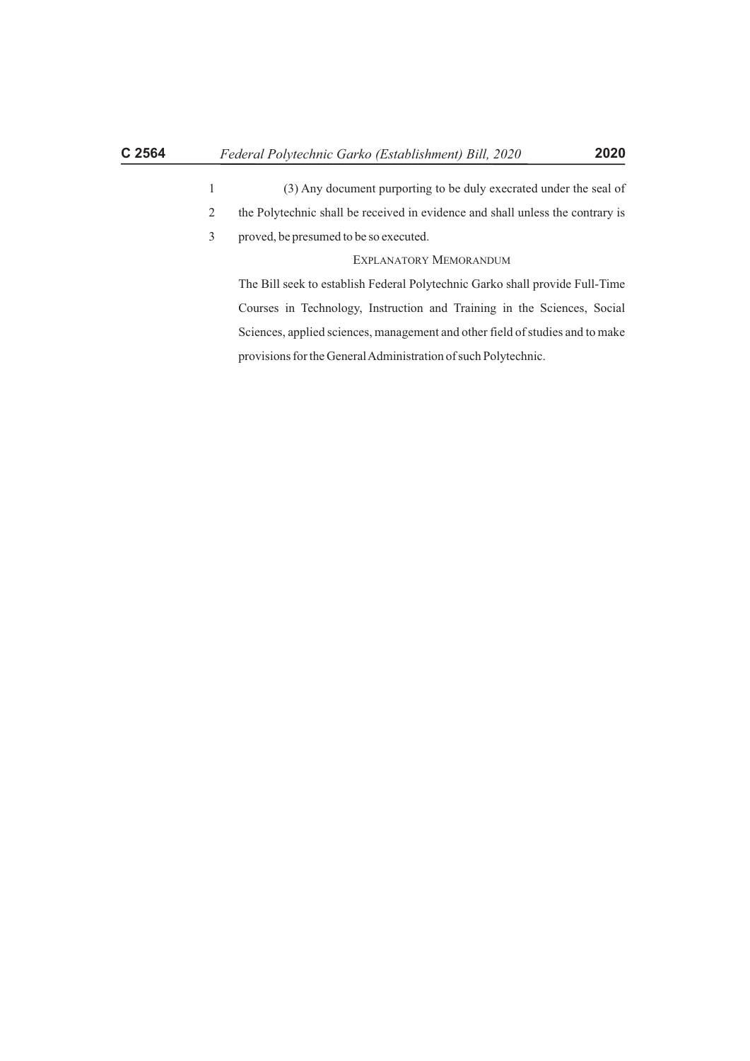(3) Any document purporting to be duly execrated under the seal of the Polytechnic shall be received in evidence and shall unless the contrary is proved, be presumed to be so executed.

## EXPLANATORY MEMORANDUM

The Bill seek to establish Federal Polytechnic Garko shall provide Full-Time Courses in Technology, Instruction and Training in the Sciences, Social Sciences, applied sciences, management and other field of studies and to make provisions for the General Administration of such Polytechnic.